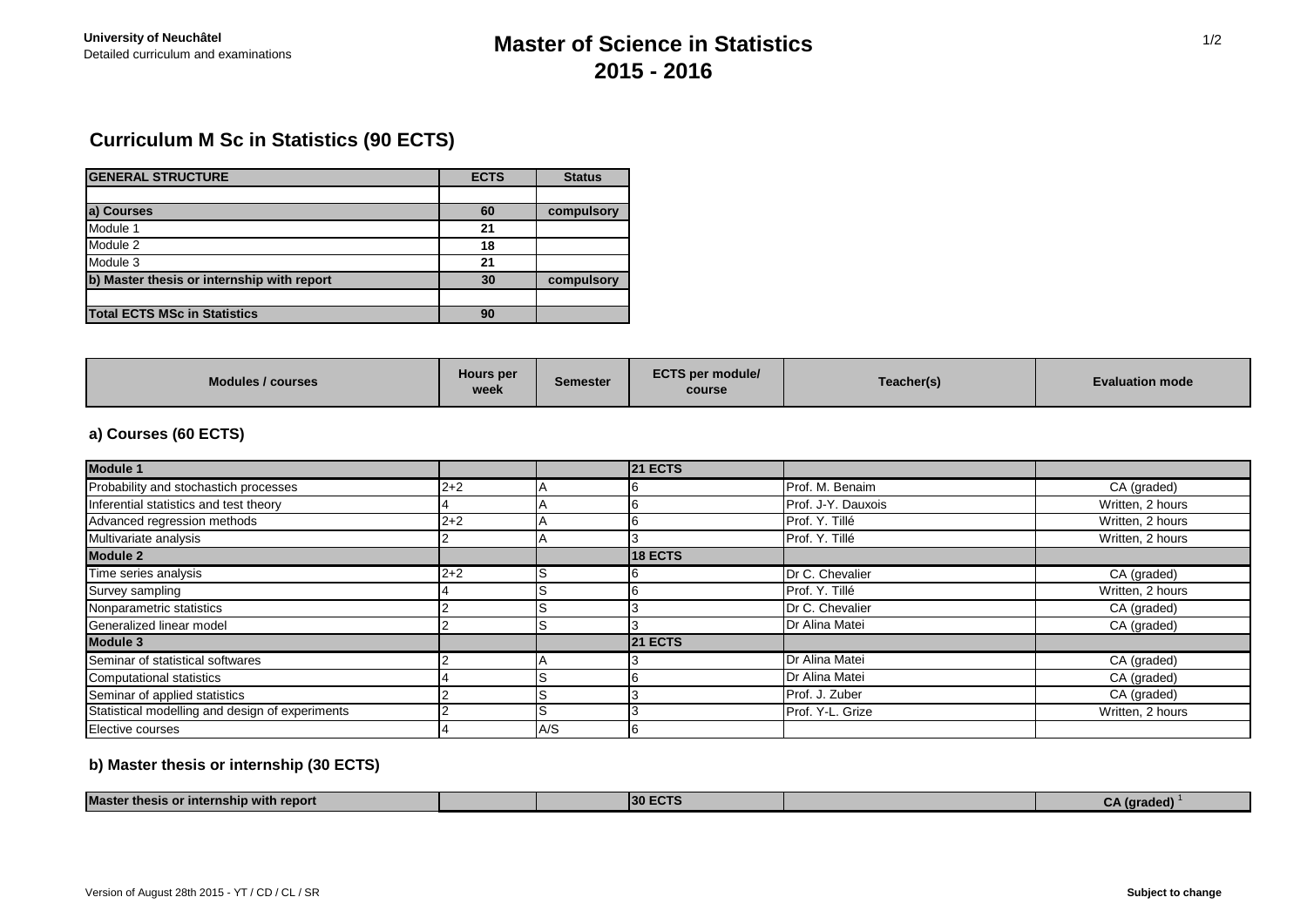**University of Neuchâtel**
Detailed curriculum and examinations

# Master of Science in Statistics 2015 - 2016

## Curriculum M Sc in Statistics (90 ECTS)

| GENERAL STRUCTURE | ECTS | Status |
|---|---|---|
| | | |
| **a) Courses** | **60** | **compulsory** |
| Module 1 | **21** | |
| Module 2 | **18** | |
| Module 3 | **21** | |
| **b) Master thesis or internship with report** | **30** | **compulsory** |
| | | |
| **Total ECTS MSc in Statistics** | **90** | |

| Modules / courses | Hours per week | Semester | ECTS per module/ course | Teacher(s) | Evaluation mode |
|---|---|---|---|---|---|

### a) Courses (60 ECTS)

| Modules / courses | Hours per week | Semester | ECTS per module/ course | Teacher(s) | Evaluation mode |
|---|---|---|---|---|---|
| **Module 1** | | | **21 ECTS** | | |
| Probability and stochastich processes | 2+2 | A | 6 | Prof. M. Benaim | CA (graded) |
| Inferential statistics and test theory | 4 | A | 6 | Prof. J-Y. Dauxois | Written, 2 hours |
| Advanced regression methods | 2+2 | A | 6 | Prof. Y. Tillé | Written, 2 hours |
| Multivariate analysis | 2 | A | 3 | Prof. Y. Tillé | Written, 2 hours |
| **Module 2** | | | **18 ECTS** | | |
| Time series analysis | 2+2 | S | 6 | Dr C. Chevalier | CA (graded) |
| Survey sampling | 4 | S | 6 | Prof. Y. Tillé | Written, 2 hours |
| Nonparametric statistics | 2 | S | 3 | Dr C. Chevalier | CA (graded) |
| Generalized linear model | 2 | S | 3 | Dr Alina Matei | CA (graded) |
| **Module 3** | | | **21 ECTS** | | |
| Seminar of statistical softwares | 2 | A | 3 | Dr Alina Matei | CA (graded) |
| Computational statistics | 4 | S | 6 | Dr Alina Matei | CA (graded) |
| Seminar of applied statistics | 2 | S | 3 | Prof. J. Zuber | CA (graded) |
| Statistical modelling and design of experiments | 2 | S | 3 | Prof. Y-L. Grize | Written, 2 hours |
| Elective courses | 4 | A/S | 6 | | |

### b) Master thesis or internship (30 ECTS)

| Modules / courses | Hours per week | Semester | ECTS per module/ course | Teacher(s) | Evaluation mode |
|---|---|---|---|---|---|
| **Master thesis or internship with report** | | | **30 ECTS** | | **CA (graded)** [1] |

Version of August 28th 2015 - YT / CD / CL / SR

**Subject to change**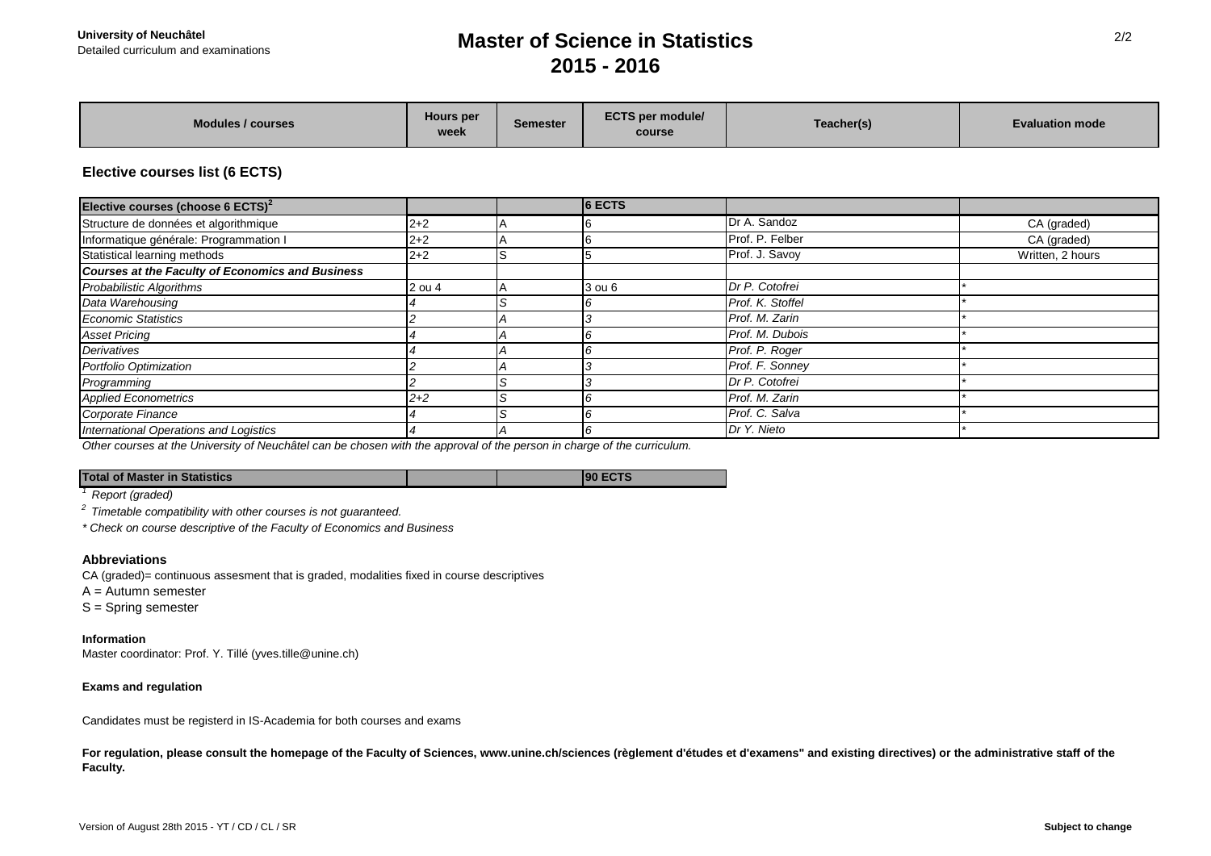University of Neuchâtel
Detailed curriculum and examinations

# Master of Science in Statistics 2015 - 2016

## Elective courses list (6 ECTS)

| Modules / courses | Hours per week | Semester | ECTS per module/ course | Teacher(s) | Evaluation mode |
|---|---|---|---|---|---|
| **Elective courses (choose 6 ECTS)[2]** | | | **6 ECTS** | | |
| Structure de données et algorithmique | 2+2 | A | 6 | Dr A. Sandoz | CA (graded) |
| Informatique générale: Programmation I | 2+2 | A | 6 | Prof. P. Felber | CA (graded) |
| Statistical learning methods | 2+2 | S | 5 | Prof. J. Savoy | Written, 2 hours |
| ***Courses at the Faculty of Economics and Business*** | | | | | |
| *Probabilistic Algorithms* | 2 ou 4 | A | 3 ou 6 | *Dr P. Cotofrei* | * |
| *Data Warehousing* | *4* | *S* | *6* | *Prof. K. Stoffel* | * |
| *Economic Statistics* | *2* | *A* | *3* | *Prof. M. Zarin* | * |
| *Asset Pricing* | *4* | *A* | *6* | *Prof. M. Dubois* | * |
| *Derivatives* | *4* | *A* | *6* | *Prof. P. Roger* | * |
| *Portfolio Optimization* | *2* | *A* | *3* | *Prof. F. Sonney* | * |
| *Programming* | *2* | *S* | *3* | *Dr P. Cotofrei* | * |
| *Applied Econometrics* | *2+2* | *S* | *6* | *Prof. M. Zarin* | * |
| *Corporate Finance* | *4* | *S* | *6* | *Prof. C. Salva* | * |
| *International Operations and Logistics* | *4* | *A* | *6* | *Dr Y. Nieto* | * |

*Other courses at the University of Neuchâtel can be chosen with the approval of the person in charge of the curriculum.*

| Total of Master in Statistics | | | 90 ECTS |
|---|---|---|---|

*[1] Report (graded)*

*[2] Timetable compatibility with other courses is not guaranteed.*

*\* Check on course descriptive of the Faculty of Economics and Business*

### Abbreviations

CA (graded)= continuous assesment that is graded, modalities fixed in course descriptives

A = Autumn semester

S = Spring semester

### Information

Master coordinator: Prof. Y. Tillé (yves.tille@unine.ch)

### Exams and regulation

Candidates must be registerd in IS-Academia for both courses and exams

**For regulation, please consult the homepage of the Faculty of Sciences, www.unine.ch/sciences (règlement d'études et d'examens" and existing directives) or the administrative staff of the Faculty.**

Version of August 28th 2015 - YT / CD / CL / SR

**Subject to change**